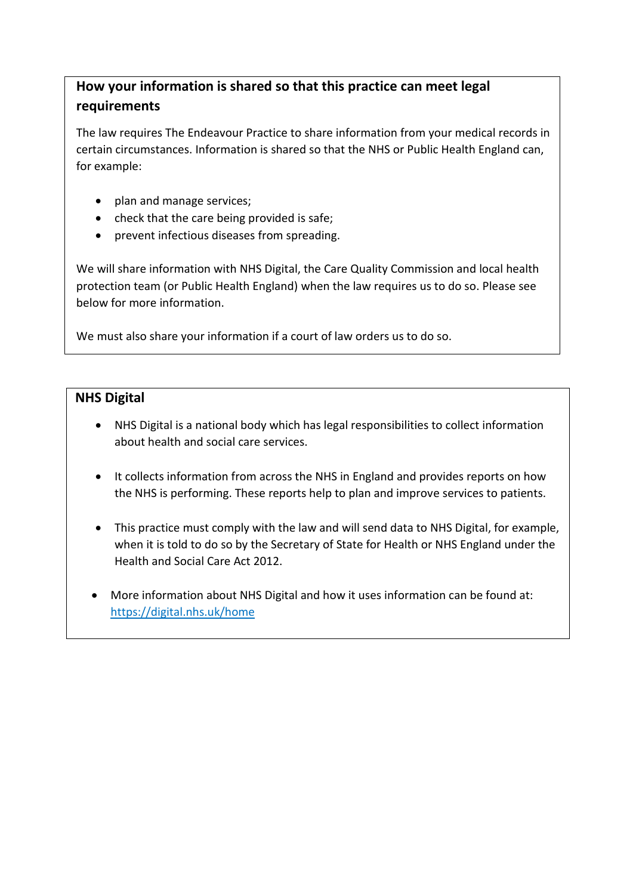## How your information is shared so that this practice can meet legal requirements

The law requires The Endeavour Practice to share information from your medical records in certain circumstances. Information is shared so that the NHS or Public Health England can, for example:

- plan and manage services;
- check that the care being provided is safe;
- prevent infectious diseases from spreading.

We will share information with NHS Digital, the Care Quality Commission and local health protection team (or Public Health England) when the law requires us to do so. Please see below for more information.

We must also share your information if a court of law orders us to do so.

## NHS Digital

- NHS Digital is a national body which has legal responsibilities to collect information about health and social care services.
- It collects information from across the NHS in England and provides reports on how the NHS is performing. These reports help to plan and improve services to patients.
- This practice must comply with the law and will send data to NHS Digital, for example, when it is told to do so by the Secretary of State for Health or NHS England under the Health and Social Care Act 2012.
- More information about NHS Digital and how it uses information can be found at: [https://digital.nhs.uk/home](https://digital.nhs.uk/home)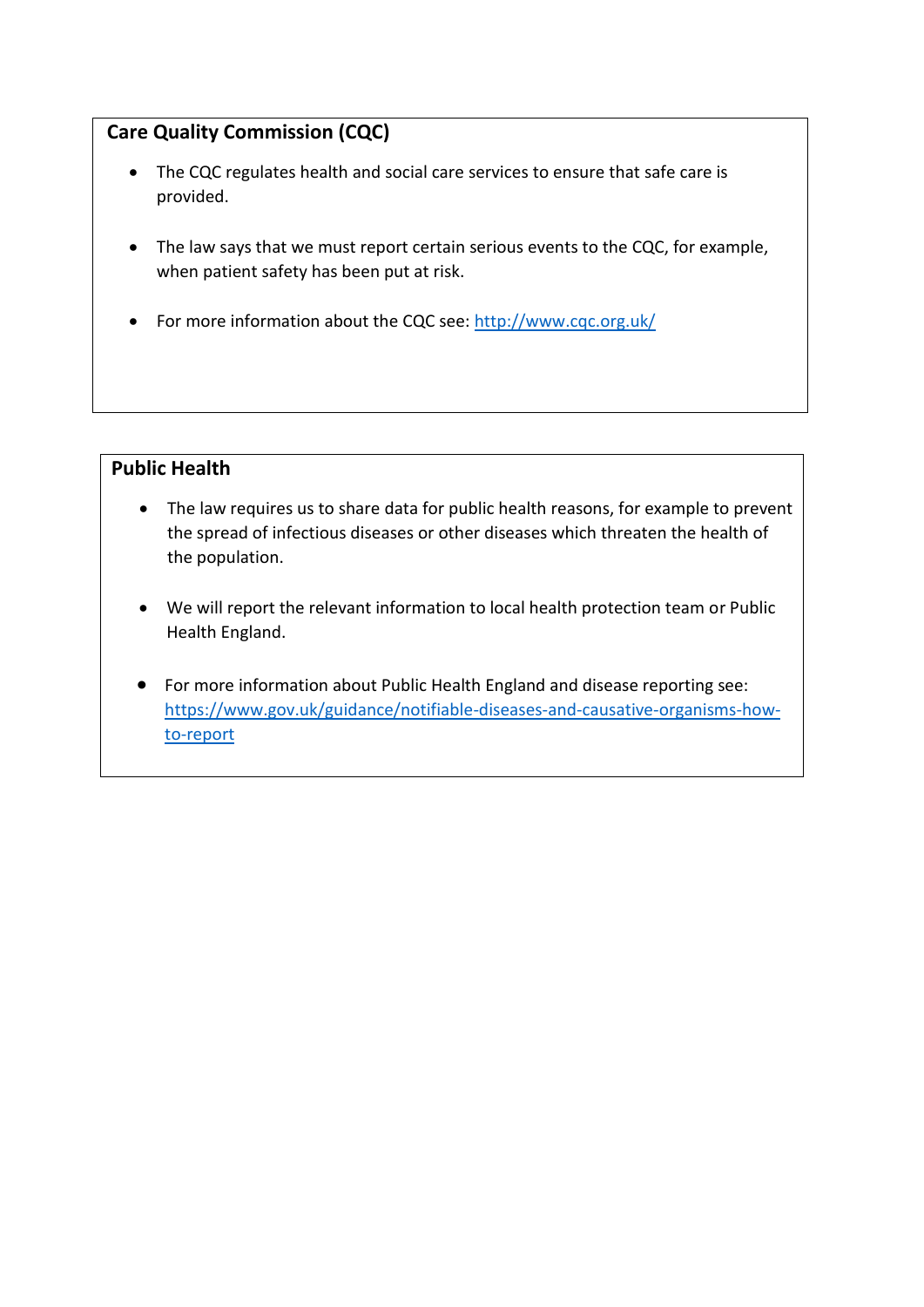## Care Quality Commission (CQC)

- The CQC regulates health and social care services to ensure that safe care is provided.
- The law says that we must report certain serious events to the CQC, for example, when patient safety has been put at risk.
- For more information about the CQC see: [http://www.cqc.org.uk/](http://www.cqc.org.uk/)

## Public Health

- The law requires us to share data for public health reasons, for example to prevent the spread of infectious diseases or other diseases which threaten the health of the population.
- We will report the relevant information to local health protection team or Public Health England.
- For more information about Public Health England and disease reporting see: [https://www.gov.uk/guidance/notifiable-diseases-and-causative-organisms-how-to-report](https://www.gov.uk/guidance/notifiable-diseases-and-causative-organisms-how-to-report)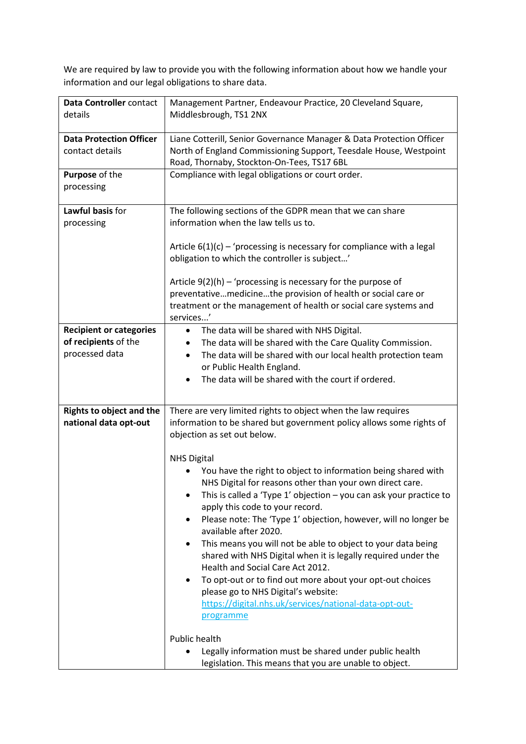We are required by law to provide you with the following information about how we handle your information and our legal obligations to share data.

| | |
|---|---|
| **Data Controller** contact details | Management Partner, Endeavour Practice, 20 Cleveland Square, Middlesbrough, TS1 2NX |
| **Data Protection Officer** contact details | Liane Cotterill, Senior Governance Manager & Data Protection Officer North of England Commissioning Support, Teesdale House, Westpoint Road, Thornaby, Stockton-On-Tees, TS17 6BL |
| **Purpose** of the processing | Compliance with legal obligations or court order. |
| **Lawful basis** for processing | The following sections of the GDPR mean that we can share information when the law tells us to.<br><br>Article 6(1)(c) – 'processing is necessary for compliance with a legal obligation to which the controller is subject…'<br><br>Article 9(2)(h) – 'processing is necessary for the purpose of preventative…medicine…the provision of health or social care or treatment or the management of health or social care systems and services...' |
| **Recipient or categories of recipients** of the processed data | • The data will be shared with NHS Digital.<br>• The data will be shared with the Care Quality Commission.<br>• The data will be shared with our local health protection team or Public Health England.<br>• The data will be shared with the court if ordered. |
| **Rights to object and the national data opt-out** | There are very limited rights to object when the law requires information to be shared but government policy allows some rights of objection as set out below.<br><br>NHS Digital<br>• You have the right to object to information being shared with NHS Digital for reasons other than your own direct care.<br>• This is called a 'Type 1' objection – you can ask your practice to apply this code to your record.<br>• Please note: The 'Type 1' objection, however, will no longer be available after 2020.<br>• This means you will not be able to object to your data being shared with NHS Digital when it is legally required under the Health and Social Care Act 2012.<br>• To opt-out or to find out more about your opt-out choices please go to NHS Digital's website: [https://digital.nhs.uk/services/national-data-opt-out-programme](https://digital.nhs.uk/services/national-data-opt-out-programme)<br><br>Public health<br>• Legally information must be shared under public health legislation. This means that you are unable to object. |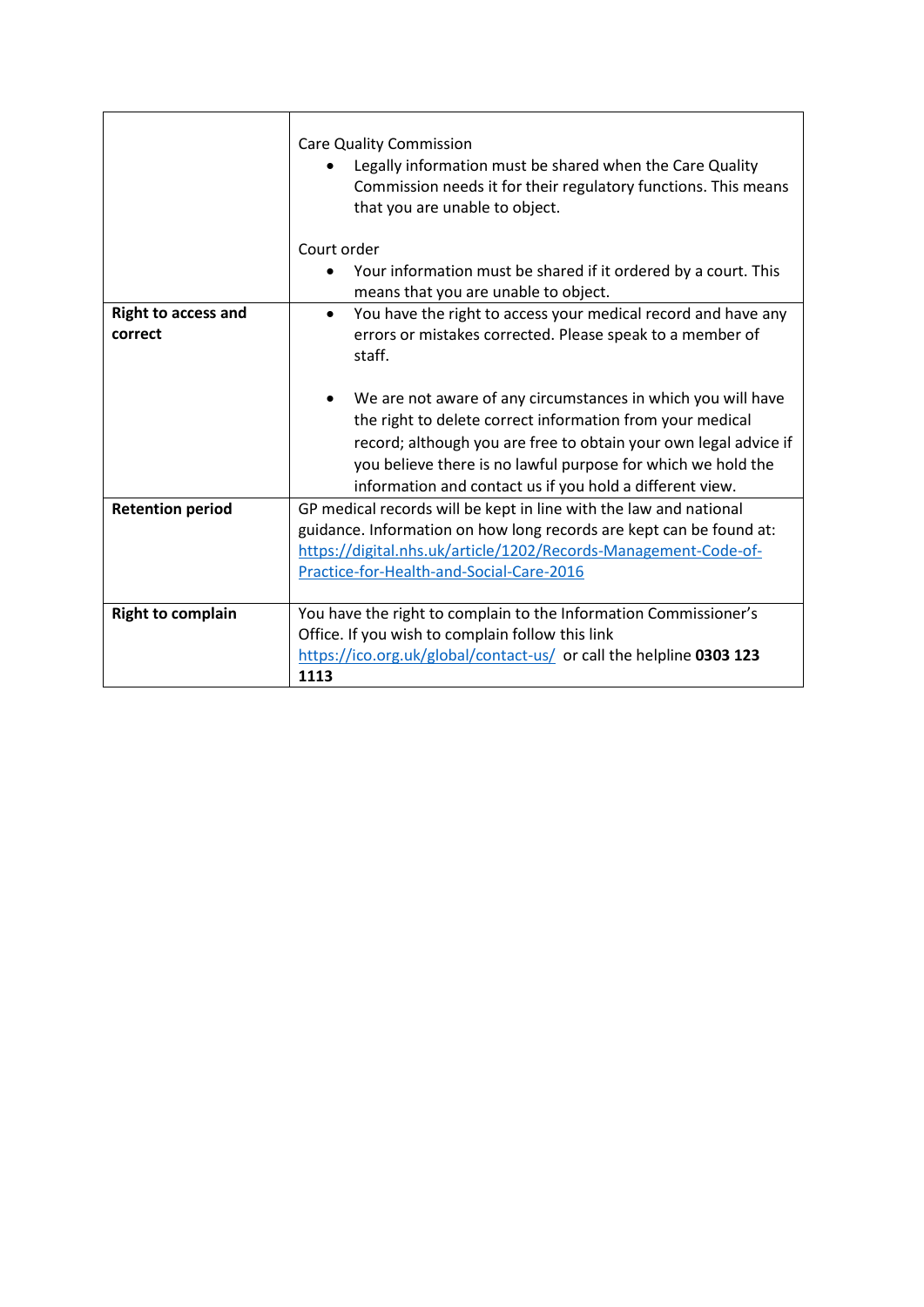| | |
|---|---|
| | Care Quality Commission<br>• Legally information must be shared when the Care Quality Commission needs it for their regulatory functions. This means that you are unable to object.<br><br>Court order<br>• Your information must be shared if it ordered by a court. This means that you are unable to object. |
| **Right to access and correct** | • You have the right to access your medical record and have any errors or mistakes corrected. Please speak to a member of staff.<br><br>• We are not aware of any circumstances in which you will have the right to delete correct information from your medical record; although you are free to obtain your own legal advice if you believe there is no lawful purpose for which we hold the information and contact us if you hold a different view. |
| **Retention period** | GP medical records will be kept in line with the law and national guidance. Information on how long records are kept can be found at: [https://digital.nhs.uk/article/1202/Records-Management-Code-of-Practice-for-Health-and-Social-Care-2016](https://digital.nhs.uk/article/1202/Records-Management-Code-of-Practice-for-Health-and-Social-Care-2016) |
| **Right to complain** | You have the right to complain to the Information Commissioner's Office. If you wish to complain follow this link [https://ico.org.uk/global/contact-us/](https://ico.org.uk/global/contact-us/) or call the helpline **0303 123 1113** |